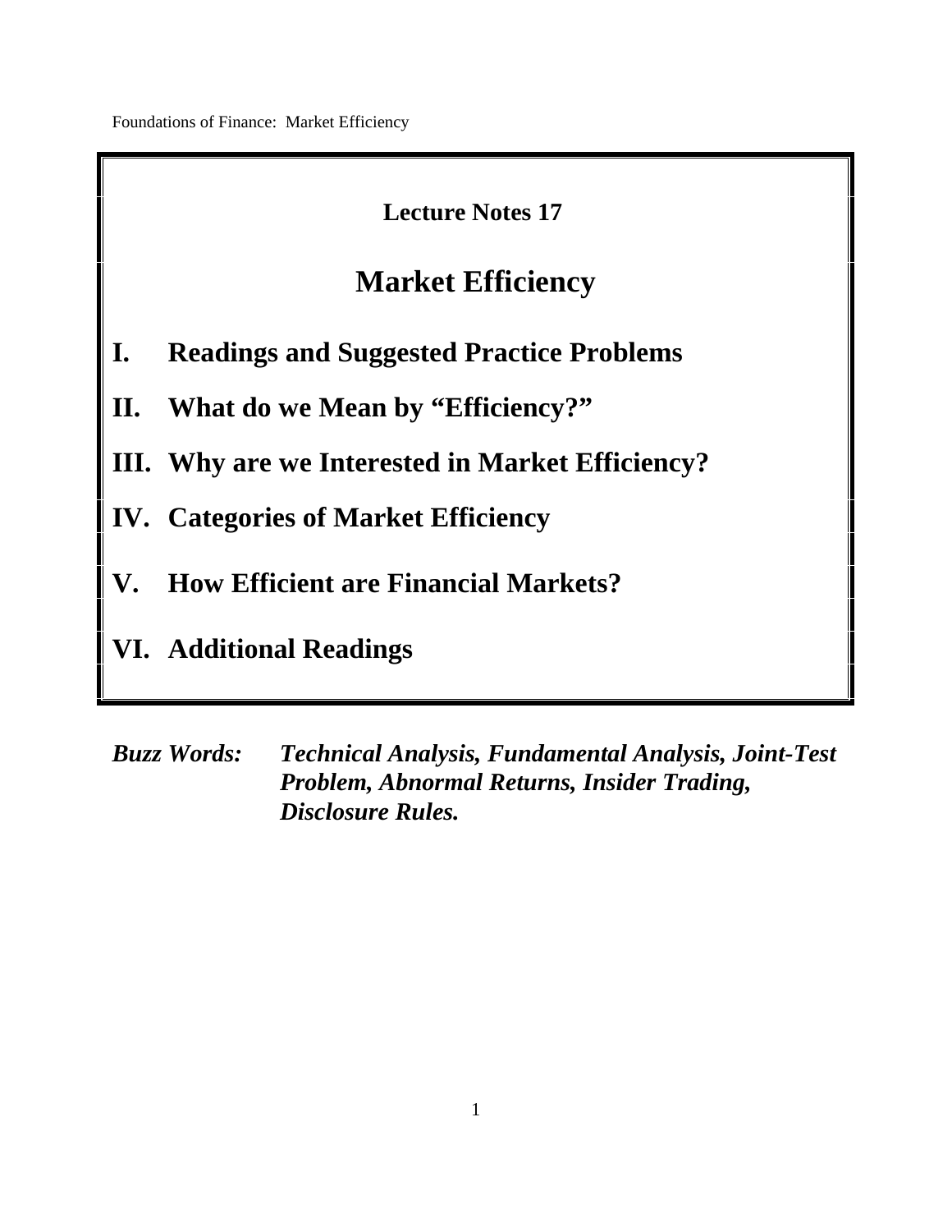## Lecture Notes 17

# Market Efficiency

**I. Readings and Suggested Practice Problems**

**II. What do we Mean by "Efficiency?"**

**III. Why are we Interested in Market Efficiency?**

**IV. Categories of Market Efficiency**

**V. How Efficient are Financial Markets?**

**VI. Additional Readings**

***Buzz Words:*** ***Technical Analysis, Fundamental Analysis, Joint-Test Problem, Abnormal Returns, Insider Trading, Disclosure Rules.***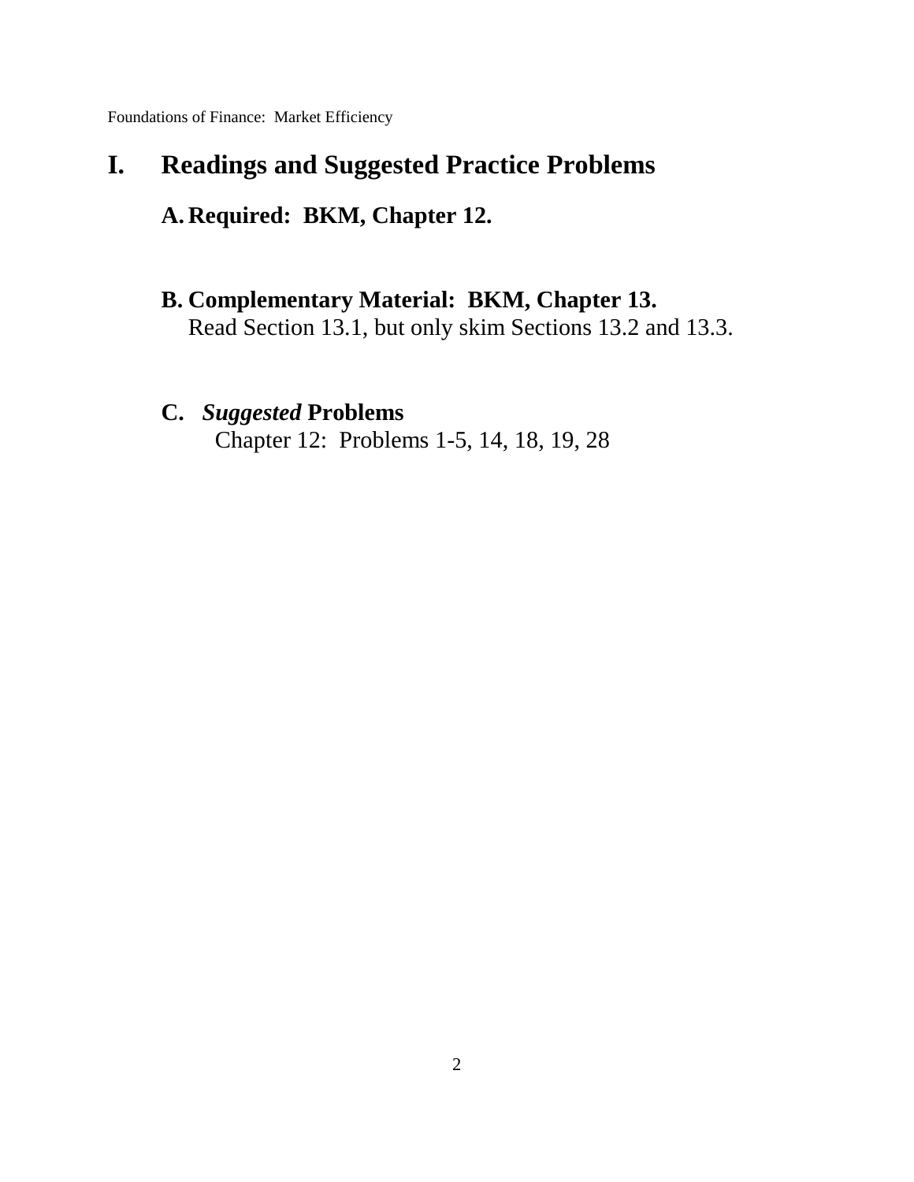# I. Readings and Suggested Practice Problems

## A. Required: BKM, Chapter 12.

## B. Complementary Material: BKM, Chapter 13.

Read Section 13.1, but only skim Sections 13.2 and 13.3.

## C. *Suggested* Problems

Chapter 12: Problems 1-5, 14, 18, 19, 28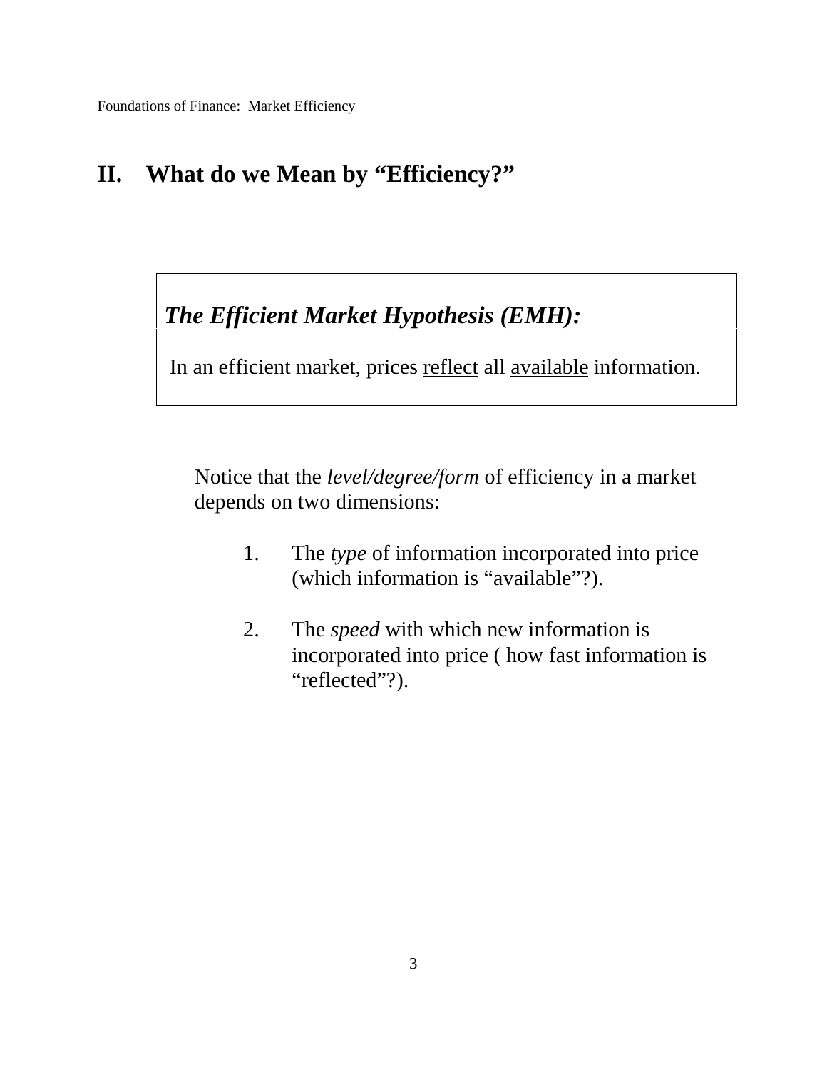## II. What do we Mean by "Efficiency?"

> ***The Efficient Market Hypothesis (EMH):***
>
> In an efficient market, prices <u>reflect</u> all <u>available</u> information.

Notice that the *level/degree/form* of efficiency in a market depends on two dimensions:

1. The *type* of information incorporated into price (which information is "available"?).

2. The *speed* with which new information is incorporated into price ( how fast information is "reflected"?).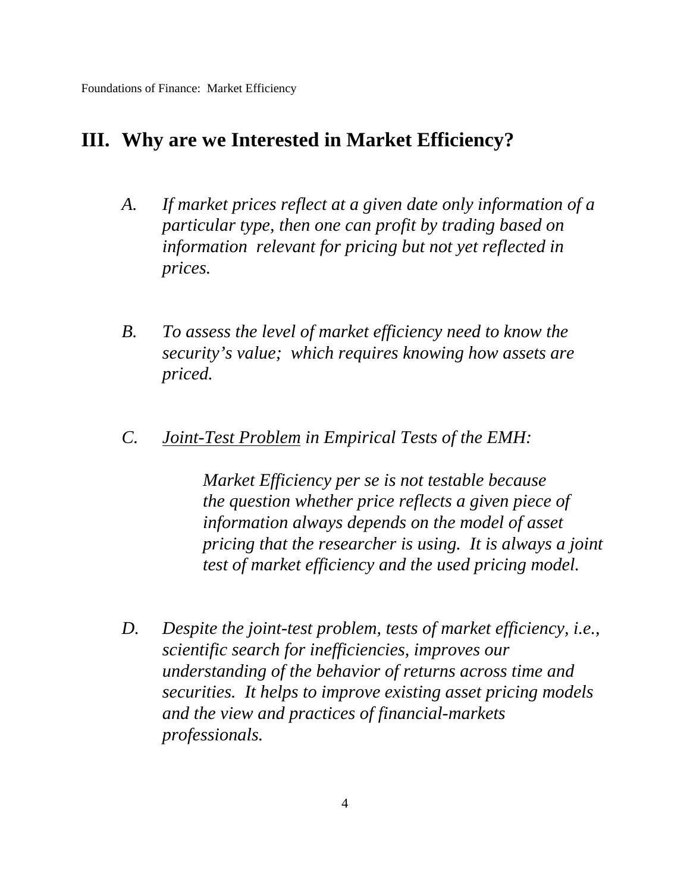## III. Why are we Interested in Market Efficiency?

A. *If market prices reflect at a given date only information of a particular type, then one can profit by trading based on information relevant for pricing but not yet reflected in prices.*

B. *To assess the level of market efficiency need to know the security's value; which requires knowing how assets are priced.*

C. *<u>Joint-Test Problem</u> in Empirical Tests of the EMH:*

> *Market Efficiency per se is not testable because the question whether price reflects a given piece of information always depends on the model of asset pricing that the researcher is using. It is always a joint test of market efficiency and the used pricing model.*

D. *Despite the joint-test problem, tests of market efficiency, i.e., scientific search for inefficiencies, improves our understanding of the behavior of returns across time and securities. It helps to improve existing asset pricing models and the view and practices of financial-markets professionals.*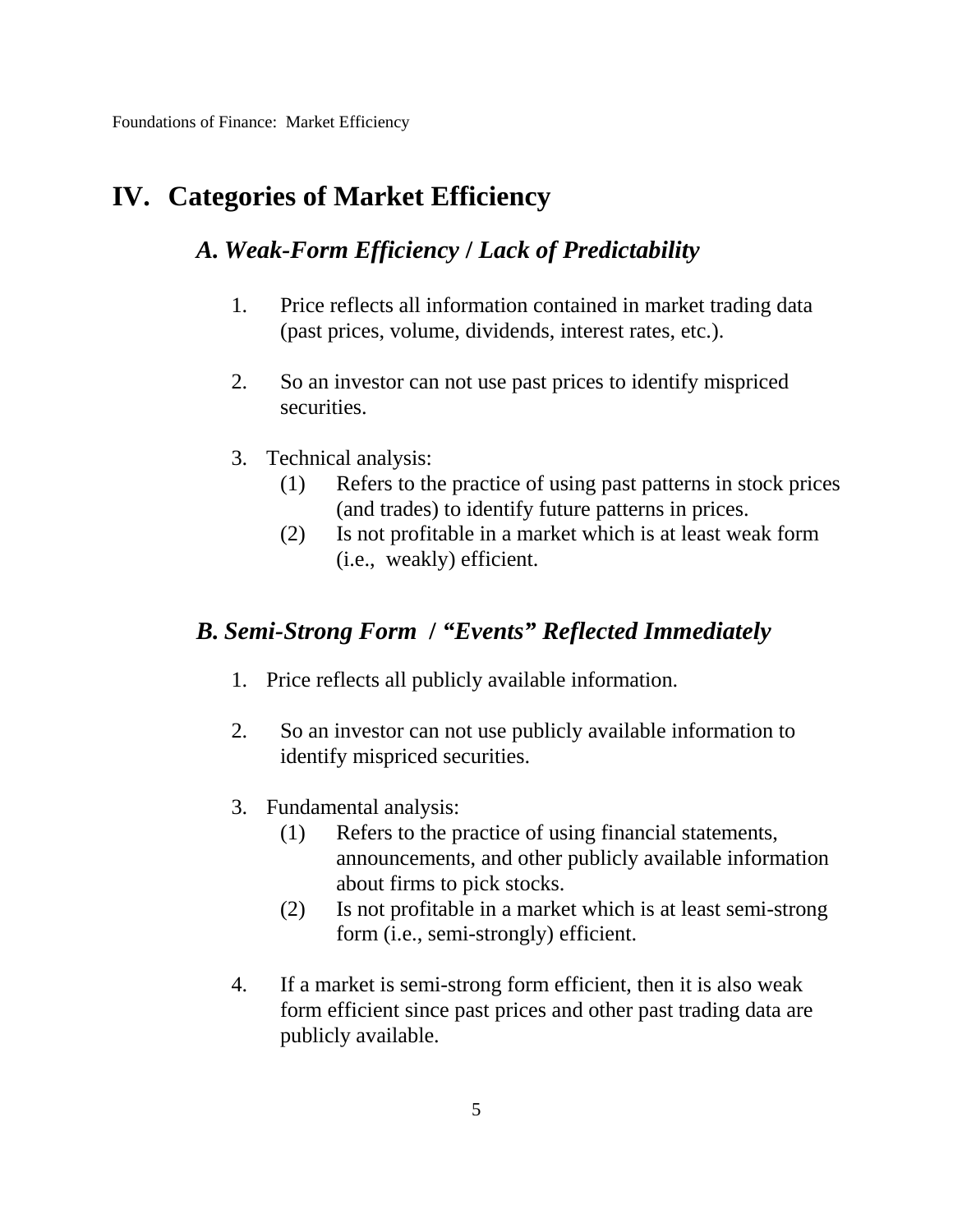# IV. Categories of Market Efficiency

## *A. Weak-Form Efficiency* / *Lack of Predictability*

1. Price reflects all information contained in market trading data (past prices, volume, dividends, interest rates, etc.).

2. So an investor can not use past prices to identify mispriced securities.

3. Technical analysis:
   (1) Refers to the practice of using past patterns in stock prices (and trades) to identify future patterns in prices.
   (2) Is not profitable in a market which is at least weak form (i.e., weakly) efficient.

## *B. Semi-Strong Form* / *"Events" Reflected Immediately*

1. Price reflects all publicly available information.

2. So an investor can not use publicly available information to identify mispriced securities.

3. Fundamental analysis:
   (1) Refers to the practice of using financial statements, announcements, and other publicly available information about firms to pick stocks.
   (2) Is not profitable in a market which is at least semi-strong form (i.e., semi-strongly) efficient.

4. If a market is semi-strong form efficient, then it is also weak form efficient since past prices and other past trading data are publicly available.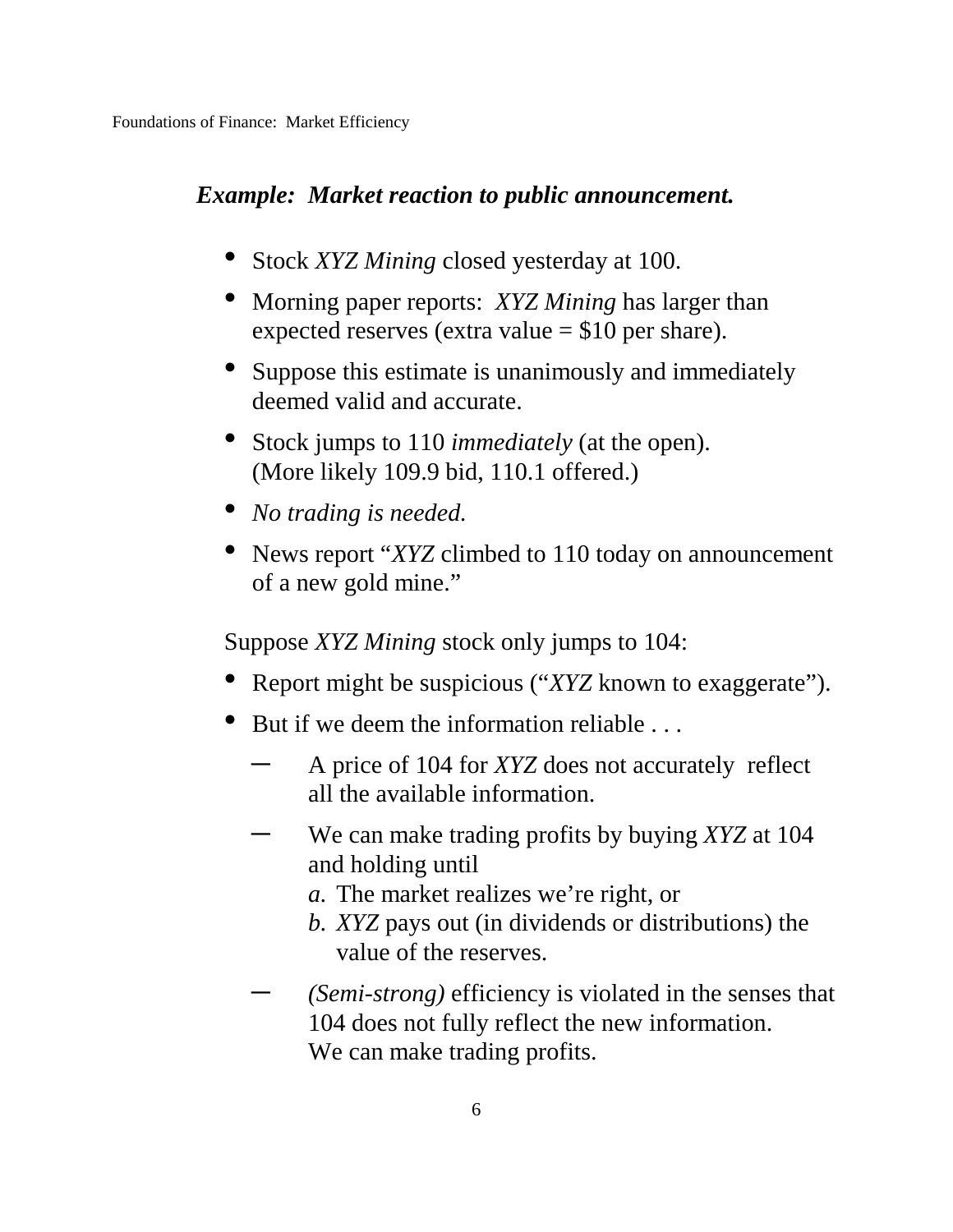### ***Example: Market reaction to public announcement.***

- Stock *XYZ Mining* closed yesterday at 100.
- Morning paper reports: *XYZ Mining* has larger than expected reserves (extra value = $10 per share).
- Suppose this estimate is unanimously and immediately deemed valid and accurate.
- Stock jumps to 110 *immediately* (at the open). (More likely 109.9 bid, 110.1 offered.)
- *No trading is needed.*
- News report "*XYZ* climbed to 110 today on announcement of a new gold mine."

Suppose *XYZ Mining* stock only jumps to 104:

- Report might be suspicious ("*XYZ* known to exaggerate").
- But if we deem the information reliable . . .
  - A price of 104 for *XYZ* does not accurately reflect all the available information.
  - We can make trading profits by buying *XYZ* at 104 and holding until
    - *a.* The market realizes we're right, or
    - *b.* *XYZ* pays out (in dividends or distributions) the value of the reserves.
  - *(Semi-strong)* efficiency is violated in the senses that 104 does not fully reflect the new information. We can make trading profits.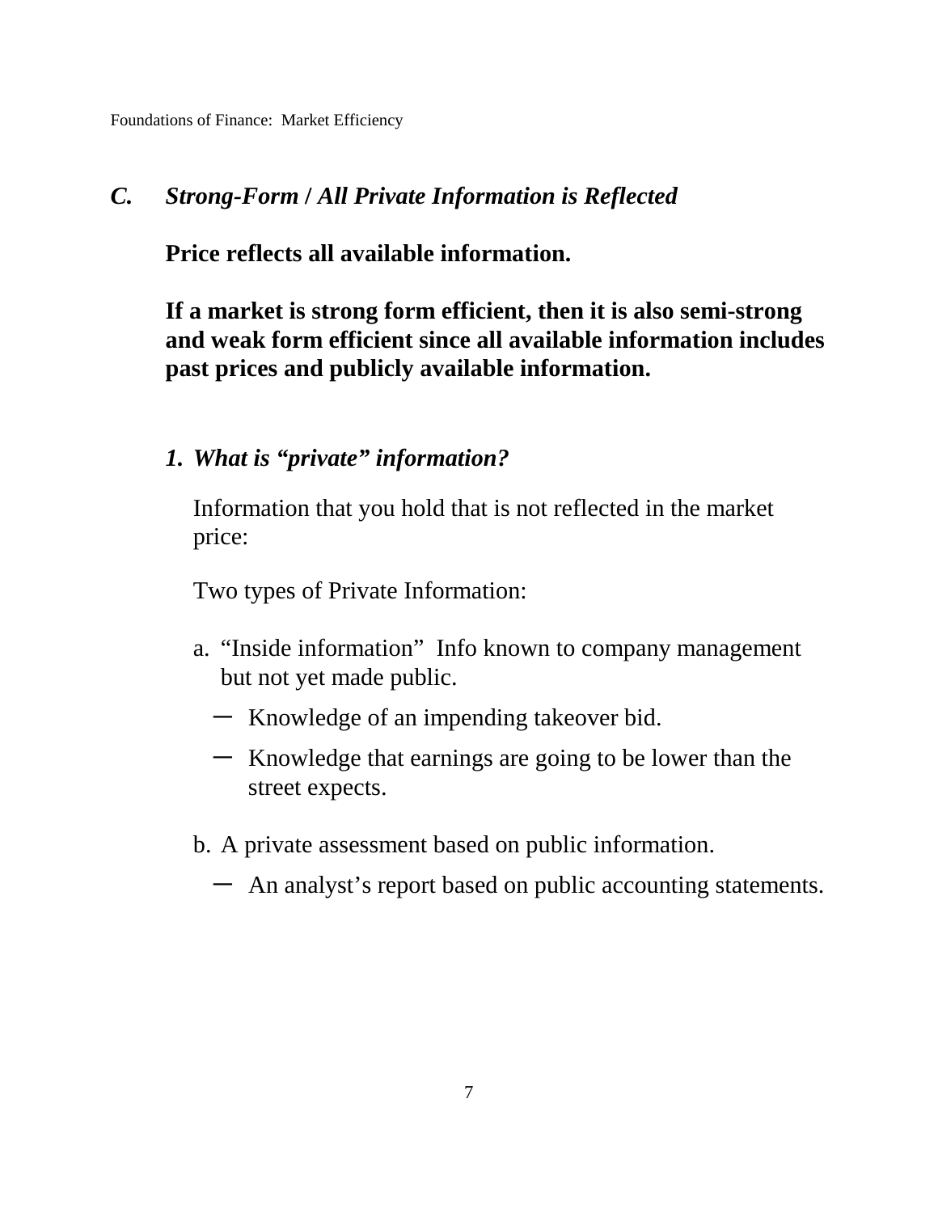## C. *Strong-Form* / *All Private Information is Reflected*

**Price reflects all available information.**

**If a market is strong form efficient, then it is also semi-strong and weak form efficient since all available information includes past prices and publicly available information.**

### 1. *What is "private" information?*

Information that you hold that is not reflected in the market price:

Two types of Private Information:

a. "Inside information" Info known to company management but not yet made public.
   - Knowledge of an impending takeover bid.
   - Knowledge that earnings are going to be lower than the street expects.

b. A private assessment based on public information.
   - An analyst's report based on public accounting statements.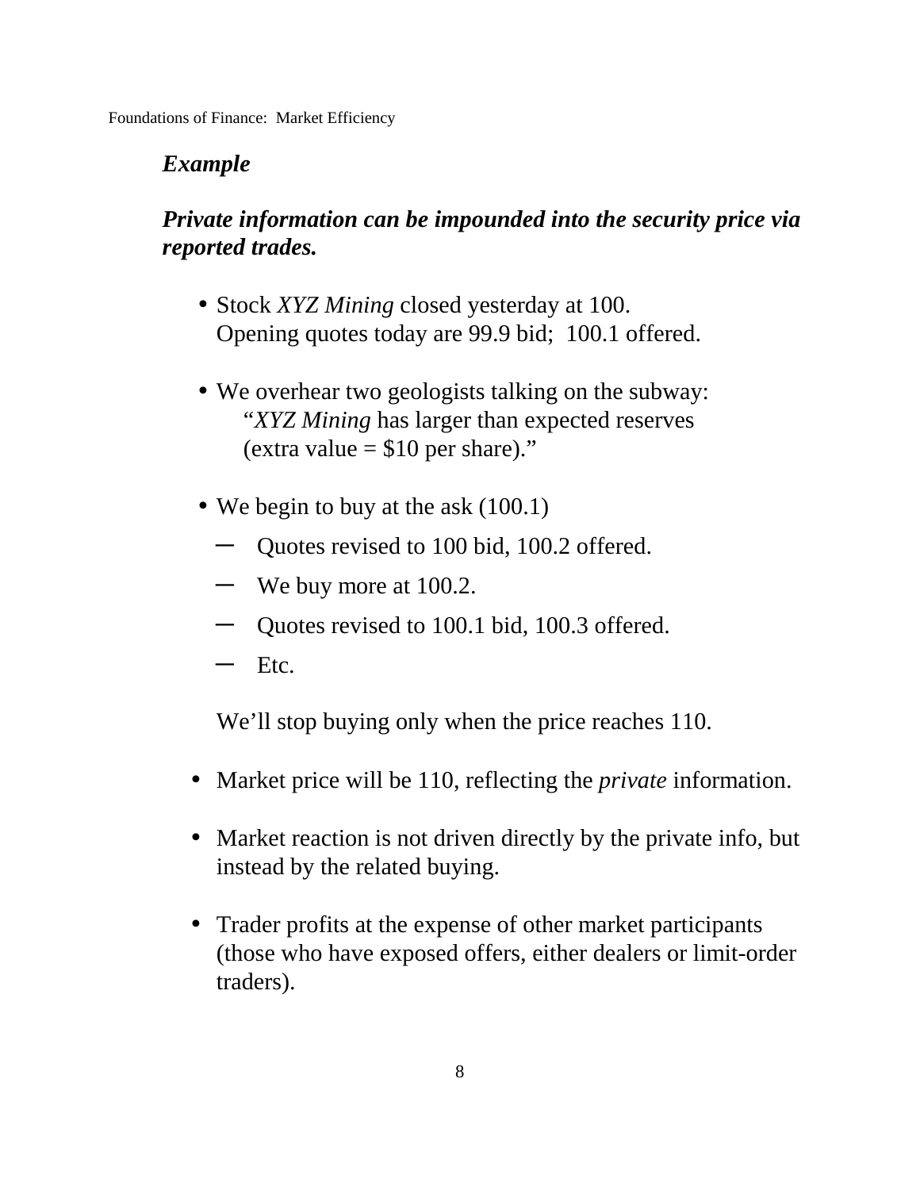***Example***

***Private information can be impounded into the security price via reported trades.***

- Stock *XYZ Mining* closed yesterday at 100.
  Opening quotes today are 99.9 bid; 100.1 offered.

- We overhear two geologists talking on the subway:
  "*XYZ Mining* has larger than expected reserves
  (extra value = $10 per share)."

- We begin to buy at the ask (100.1)
  - Quotes revised to 100 bid, 100.2 offered.
  - We buy more at 100.2.
  - Quotes revised to 100.1 bid, 100.3 offered.
  - Etc.

  We'll stop buying only when the price reaches 110.

- Market price will be 110, reflecting the *private* information.

- Market reaction is not driven directly by the private info, but instead by the related buying.

- Trader profits at the expense of other market participants (those who have exposed offers, either dealers or limit-order traders).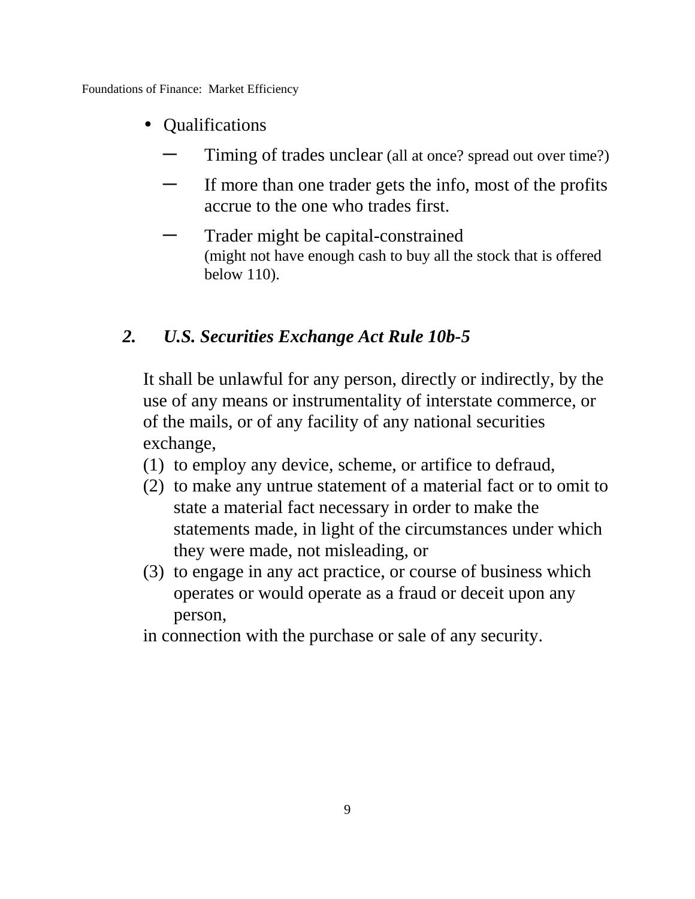- Qualifications
  - Timing of trades unclear (all at once? spread out over time?)
  - If more than one trader gets the info, most of the profits accrue to the one who trades first.
  - Trader might be capital-constrained (might not have enough cash to buy all the stock that is offered below 110).

## *2. U.S. Securities Exchange Act Rule 10b-5*

It shall be unlawful for any person, directly or indirectly, by the use of any means or instrumentality of interstate commerce, or of the mails, or of any facility of any national securities exchange,

(1) to employ any device, scheme, or artifice to defraud,

(2) to make any untrue statement of a material fact or to omit to state a material fact necessary in order to make the statements made, in light of the circumstances under which they were made, not misleading, or

(3) to engage in any act practice, or course of business which operates or would operate as a fraud or deceit upon any person,

in connection with the purchase or sale of any security.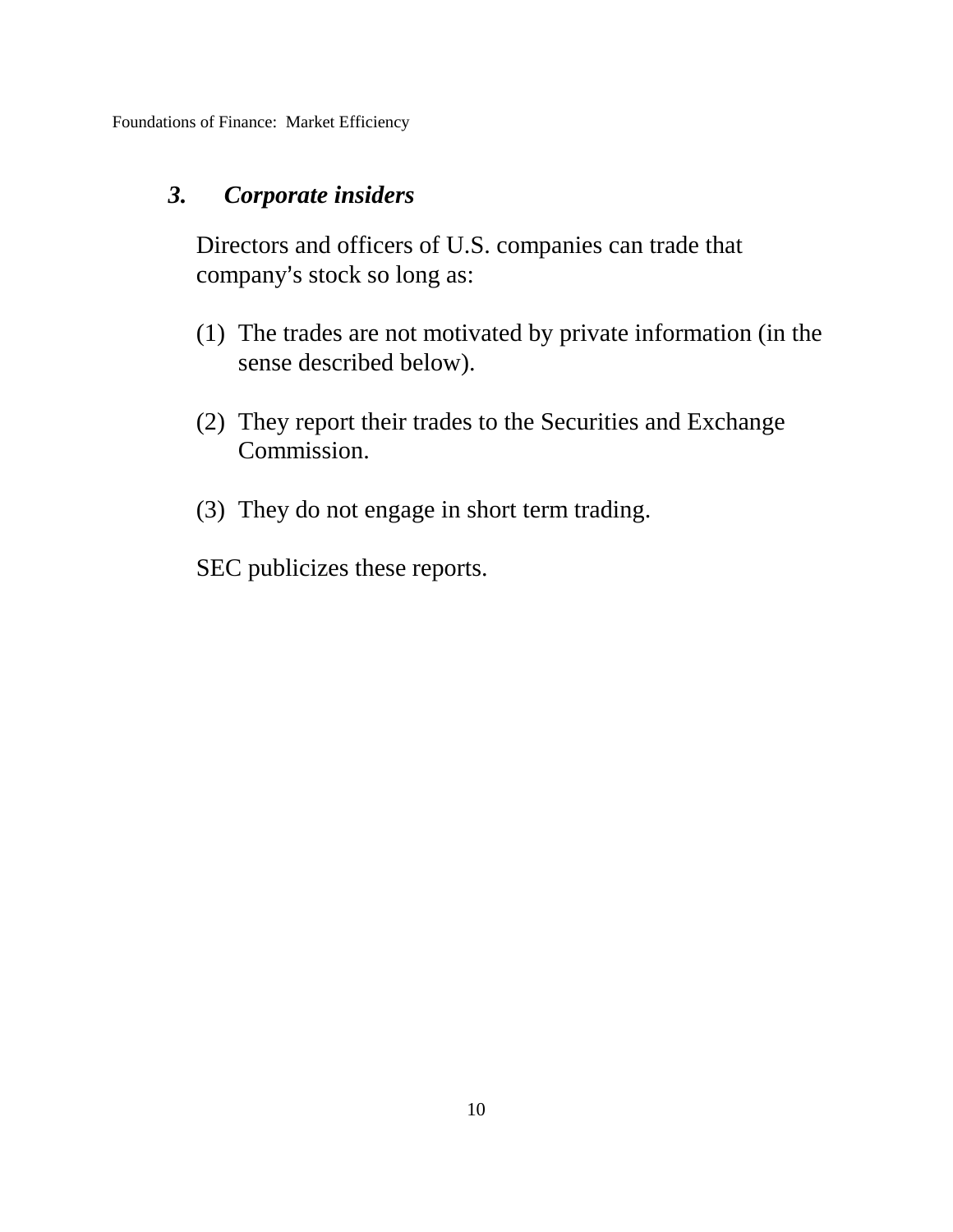### 3. *Corporate insiders*

Directors and officers of U.S. companies can trade that company's stock so long as:

(1) The trades are not motivated by private information (in the sense described below).

(2) They report their trades to the Securities and Exchange Commission.

(3) They do not engage in short term trading.

SEC publicizes these reports.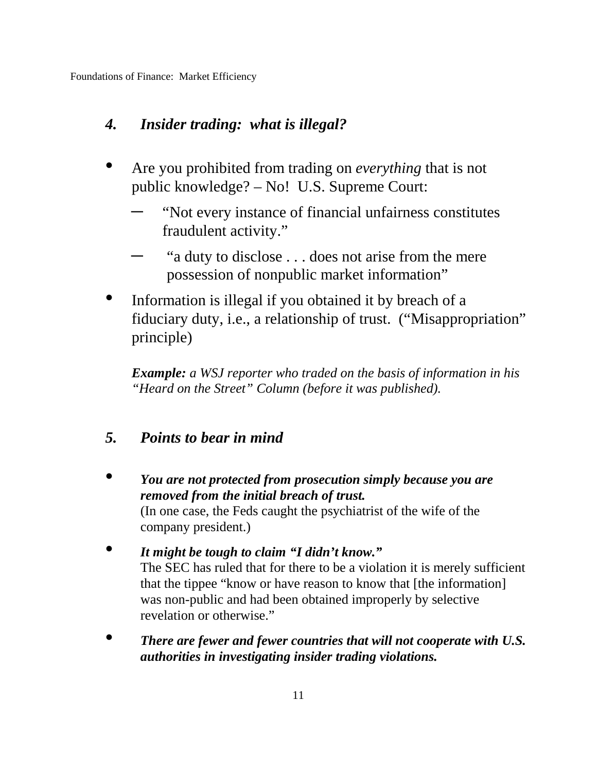## *4. Insider trading: what is illegal?*

- Are you prohibited from trading on *everything* that is not public knowledge? – No! U.S. Supreme Court:
  - "Not every instance of financial unfairness constitutes fraudulent activity."
  - "a duty to disclose . . . does not arise from the mere possession of nonpublic market information"
- Information is illegal if you obtained it by breach of a fiduciary duty, i.e., a relationship of trust. ("Misappropriation" principle)

  ***Example:*** *a WSJ reporter who traded on the basis of information in his "Heard on the Street" Column (before it was published).*

## *5. Points to bear in mind*

- ***You are not protected from prosecution simply because you are removed from the initial breach of trust.***
  (In one case, the Feds caught the psychiatrist of the wife of the company president.)
- ***It might be tough to claim "I didn't know."***
  The SEC has ruled that for there to be a violation it is merely sufficient that the tippee "know or have reason to know that [the information] was non-public and had been obtained improperly by selective revelation or otherwise."
- ***There are fewer and fewer countries that will not cooperate with U.S. authorities in investigating insider trading violations.***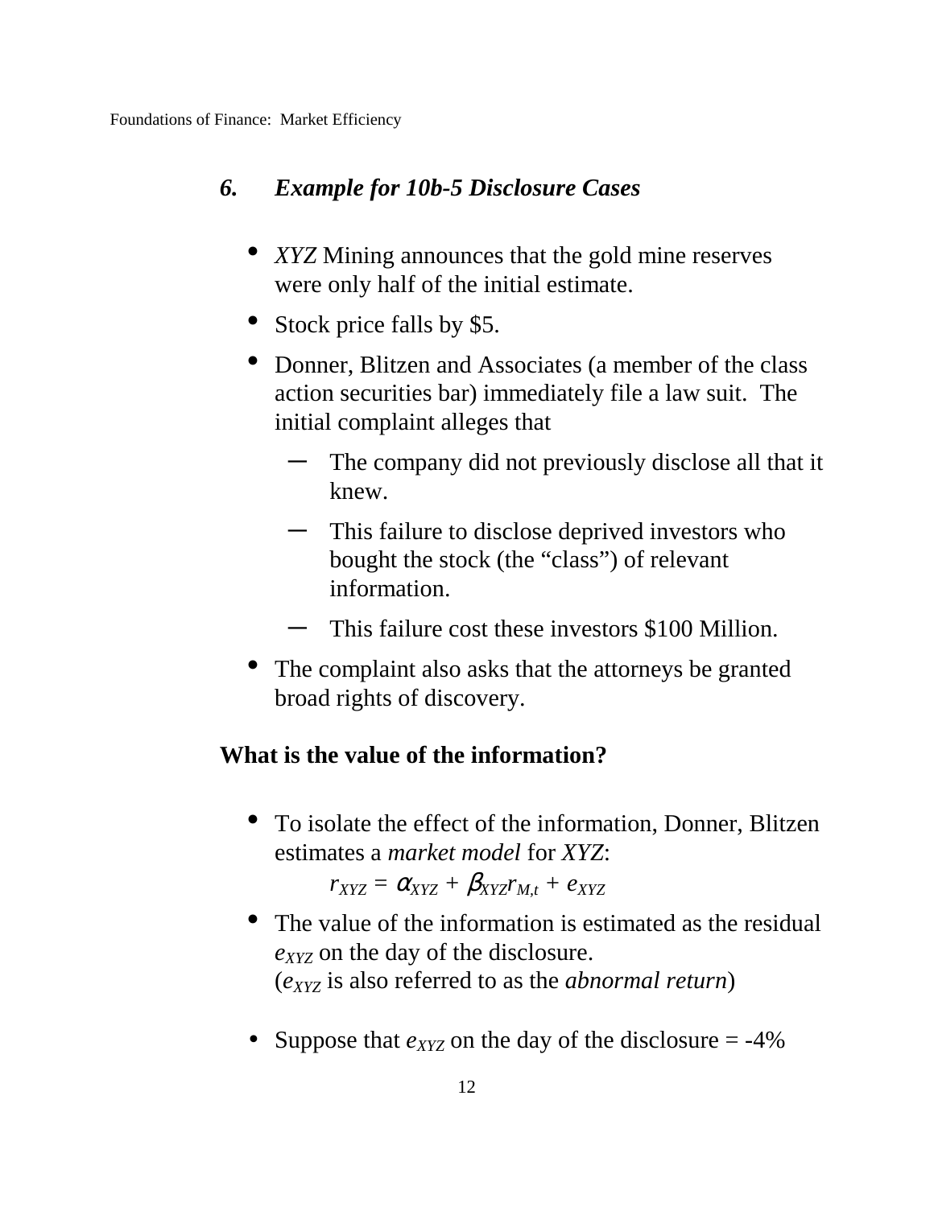## *6. Example for 10b-5 Disclosure Cases*

- *XYZ* Mining announces that the gold mine reserves were only half of the initial estimate.
- Stock price falls by $5.
- Donner, Blitzen and Associates (a member of the class action securities bar) immediately file a law suit. The initial complaint alleges that
  - The company did not previously disclose all that it knew.
  - This failure to disclose deprived investors who bought the stock (the “class”) of relevant information.
  - This failure cost these investors $100 Million.
- The complaint also asks that the attorneys be granted broad rights of discovery.

**What is the value of the information?**

- To isolate the effect of the information, Donner, Blitzen estimates a *market model* for *XYZ*:

$$r_{XYZ} = \alpha_{XYZ} + \beta_{XYZ} r_{M,t} + e_{XYZ}$$

- The value of the information is estimated as the residual $e_{XYZ}$ on the day of the disclosure.
  ($e_{XYZ}$ is also referred to as the *abnormal return*)

- Suppose that $e_{XYZ}$ on the day of the disclosure = -4%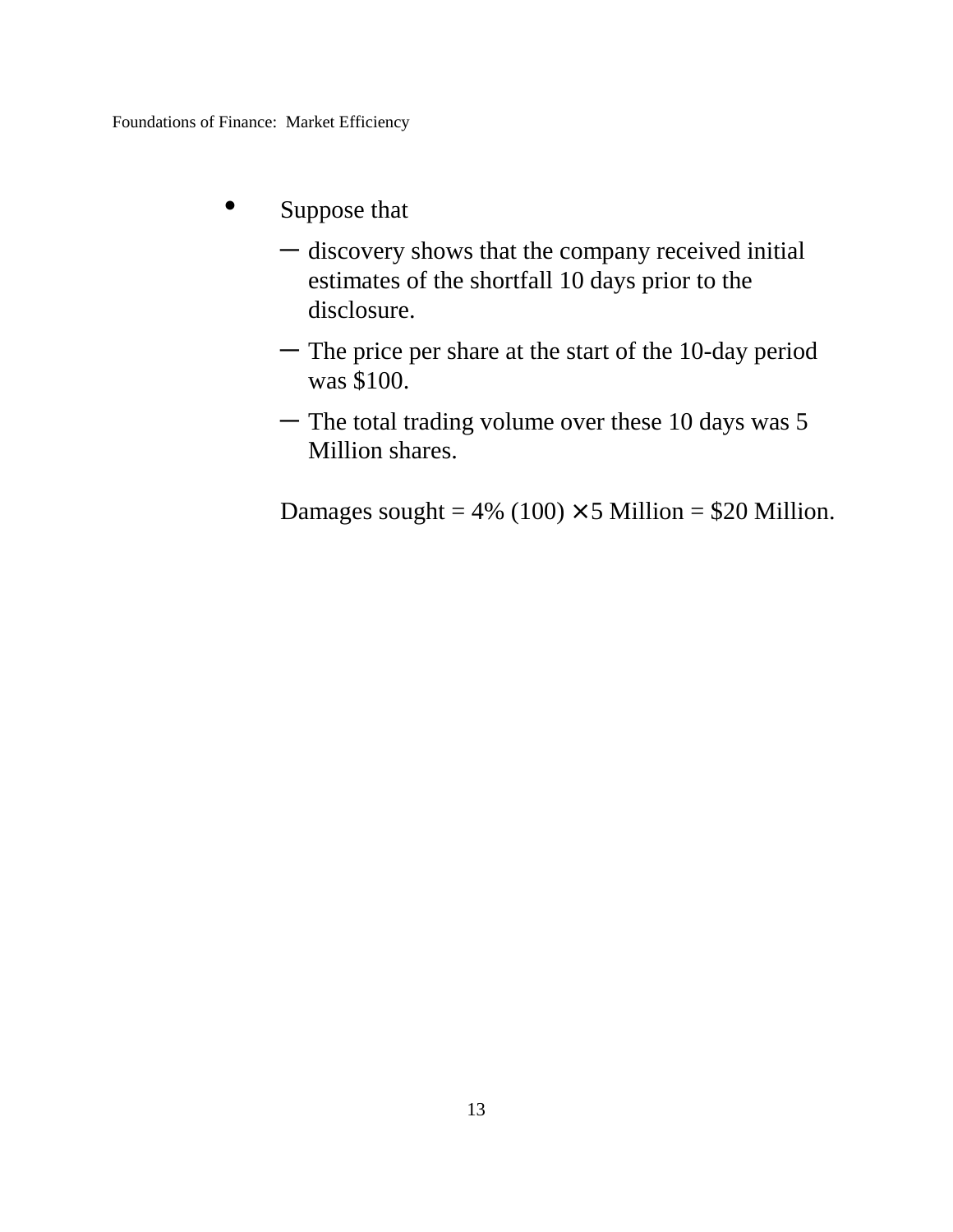- Suppose that
  - discovery shows that the company received initial estimates of the shortfall 10 days prior to the disclosure.
  - The price per share at the start of the 10-day period was $100.
  - The total trading volume over these 10 days was 5 Million shares.

  Damages sought = 4% (100) × 5 Million = $20 Million.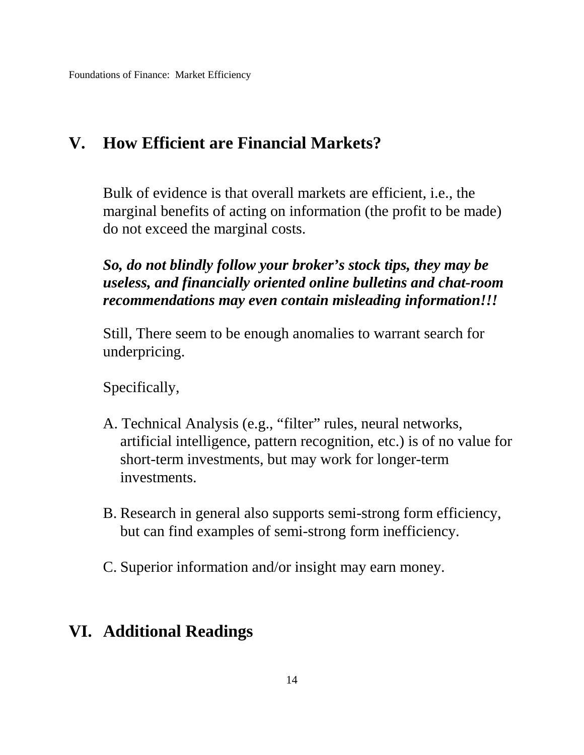## V. How Efficient are Financial Markets?

Bulk of evidence is that overall markets are efficient, i.e., the marginal benefits of acting on information (the profit to be made) do not exceed the marginal costs.

***So, do not blindly follow your broker's stock tips, they may be useless, and financially oriented online bulletins and chat-room recommendations may even contain misleading information!!!***

Still, There seem to be enough anomalies to warrant search for underpricing.

Specifically,

A. Technical Analysis (e.g., "filter" rules, neural networks, artificial intelligence, pattern recognition, etc.) is of no value for short-term investments, but may work for longer-term investments.

B. Research in general also supports semi-strong form efficiency, but can find examples of semi-strong form inefficiency.

C. Superior information and/or insight may earn money.

## VI. Additional Readings